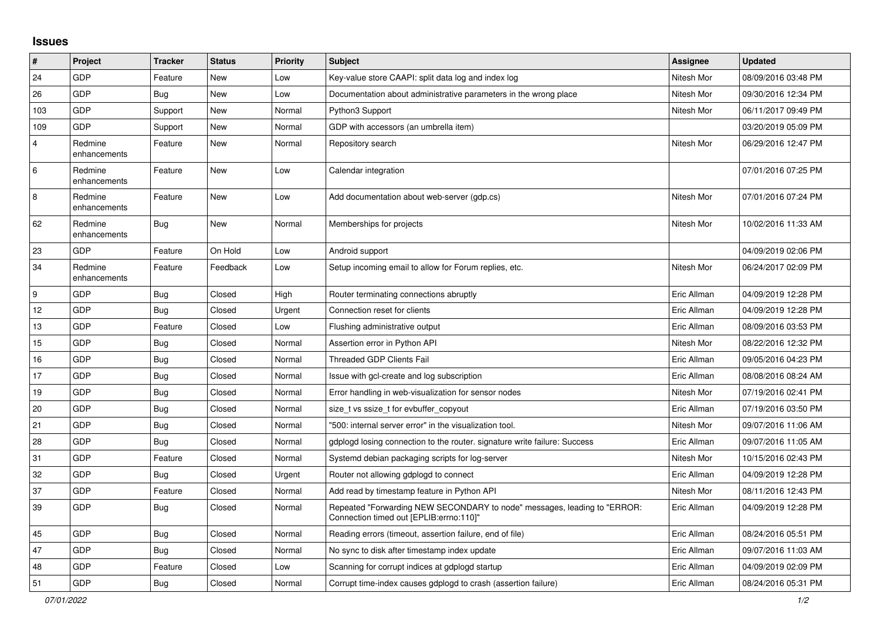## Issues

| # | Project | Tracker | Status | Priority | Subject | Assignee | Updated |
|---|---|---|---|---|---|---|---|
| 24 | GDP | Feature | New | Low | Key-value store CAAPI: split data log and index log | Nitesh Mor | 08/09/2016 03:48 PM |
| 26 | GDP | Bug | New | Low | Documentation about administrative parameters in the wrong place | Nitesh Mor | 09/30/2016 12:34 PM |
| 103 | GDP | Support | New | Normal | Python3 Support | Nitesh Mor | 06/11/2017 09:49 PM |
| 109 | GDP | Support | New | Normal | GDP with accessors (an umbrella item) | | 03/20/2019 05:09 PM |
| 4 | Redmine enhancements | Feature | New | Normal | Repository search | Nitesh Mor | 06/29/2016 12:47 PM |
| 6 | Redmine enhancements | Feature | New | Low | Calendar integration | | 07/01/2016 07:25 PM |
| 8 | Redmine enhancements | Feature | New | Low | Add documentation about web-server (gdp.cs) | Nitesh Mor | 07/01/2016 07:24 PM |
| 62 | Redmine enhancements | Bug | New | Normal | Memberships for projects | Nitesh Mor | 10/02/2016 11:33 AM |
| 23 | GDP | Feature | On Hold | Low | Android support | | 04/09/2019 02:06 PM |
| 34 | Redmine enhancements | Feature | Feedback | Low | Setup incoming email to allow for Forum replies, etc. | Nitesh Mor | 06/24/2017 02:09 PM |
| 9 | GDP | Bug | Closed | High | Router terminating connections abruptly | Eric Allman | 04/09/2019 12:28 PM |
| 12 | GDP | Bug | Closed | Urgent | Connection reset for clients | Eric Allman | 04/09/2019 12:28 PM |
| 13 | GDP | Feature | Closed | Low | Flushing administrative output | Eric Allman | 08/09/2016 03:53 PM |
| 15 | GDP | Bug | Closed | Normal | Assertion error in Python API | Nitesh Mor | 08/22/2016 12:32 PM |
| 16 | GDP | Bug | Closed | Normal | Threaded GDP Clients Fail | Eric Allman | 09/05/2016 04:23 PM |
| 17 | GDP | Bug | Closed | Normal | Issue with gcl-create and log subscription | Eric Allman | 08/08/2016 08:24 AM |
| 19 | GDP | Bug | Closed | Normal | Error handling in web-visualization for sensor nodes | Nitesh Mor | 07/19/2016 02:41 PM |
| 20 | GDP | Bug | Closed | Normal | size_t vs ssize_t for evbuffer_copyout | Eric Allman | 07/19/2016 03:50 PM |
| 21 | GDP | Bug | Closed | Normal | "500: internal server error" in the visualization tool. | Nitesh Mor | 09/07/2016 11:06 AM |
| 28 | GDP | Bug | Closed | Normal | gdplogd losing connection to the router. signature write failure: Success | Eric Allman | 09/07/2016 11:05 AM |
| 31 | GDP | Feature | Closed | Normal | Systemd debian packaging scripts for log-server | Nitesh Mor | 10/15/2016 02:43 PM |
| 32 | GDP | Bug | Closed | Urgent | Router not allowing gdplogd to connect | Eric Allman | 04/09/2019 12:28 PM |
| 37 | GDP | Feature | Closed | Normal | Add read by timestamp feature in Python API | Nitesh Mor | 08/11/2016 12:43 PM |
| 39 | GDP | Bug | Closed | Normal | Repeated "Forwarding NEW SECONDARY to node" messages, leading to "ERROR: Connection timed out [EPLIB:errno:110]" | Eric Allman | 04/09/2019 12:28 PM |
| 45 | GDP | Bug | Closed | Normal | Reading errors (timeout, assertion failure, end of file) | Eric Allman | 08/24/2016 05:51 PM |
| 47 | GDP | Bug | Closed | Normal | No sync to disk after timestamp index update | Eric Allman | 09/07/2016 11:03 AM |
| 48 | GDP | Feature | Closed | Low | Scanning for corrupt indices at gdplogd startup | Eric Allman | 04/09/2019 02:09 PM |
| 51 | GDP | Bug | Closed | Normal | Corrupt time-index causes gdplogd to crash (assertion failure) | Eric Allman | 08/24/2016 05:31 PM |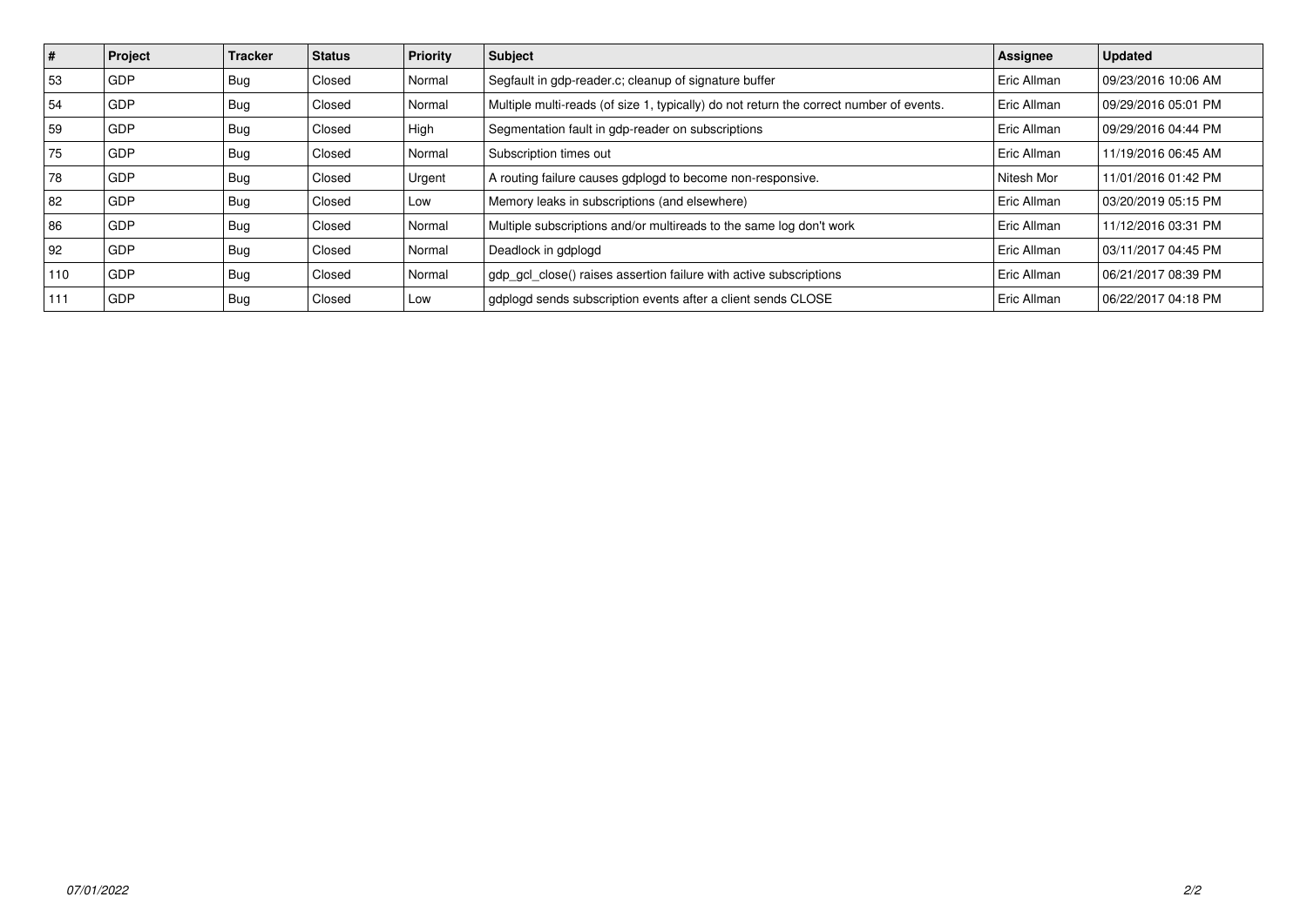| # | Project | Tracker | Status | Priority | Subject | Assignee | Updated |
|---|---|---|---|---|---|---|---|
| 53 | GDP | Bug | Closed | Normal | Segfault in gdp-reader.c; cleanup of signature buffer | Eric Allman | 09/23/2016 10:06 AM |
| 54 | GDP | Bug | Closed | Normal | Multiple multi-reads (of size 1, typically) do not return the correct number of events. | Eric Allman | 09/29/2016 05:01 PM |
| 59 | GDP | Bug | Closed | High | Segmentation fault in gdp-reader on subscriptions | Eric Allman | 09/29/2016 04:44 PM |
| 75 | GDP | Bug | Closed | Normal | Subscription times out | Eric Allman | 11/19/2016 06:45 AM |
| 78 | GDP | Bug | Closed | Urgent | A routing failure causes gdplogd to become non-responsive. | Nitesh Mor | 11/01/2016 01:42 PM |
| 82 | GDP | Bug | Closed | Low | Memory leaks in subscriptions (and elsewhere) | Eric Allman | 03/20/2019 05:15 PM |
| 86 | GDP | Bug | Closed | Normal | Multiple subscriptions and/or multireads to the same log don't work | Eric Allman | 11/12/2016 03:31 PM |
| 92 | GDP | Bug | Closed | Normal | Deadlock in gdplogd | Eric Allman | 03/11/2017 04:45 PM |
| 110 | GDP | Bug | Closed | Normal | gdp_gcl_close() raises assertion failure with active subscriptions | Eric Allman | 06/21/2017 08:39 PM |
| 111 | GDP | Bug | Closed | Low | gdplogd sends subscription events after a client sends CLOSE | Eric Allman | 06/22/2017 04:18 PM |